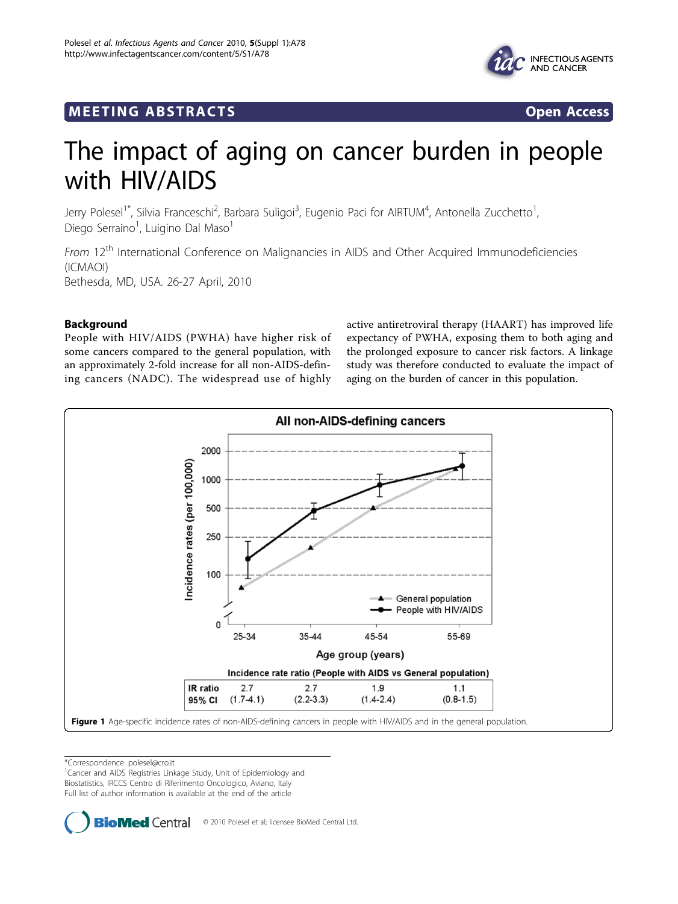MEETING ABSTRACTS **Open Access**

# The impact of aging on cancer burden in people with HIV/AIDS

Jerry Polesel[1*], Silvia Franceschi[2], Barbara Suligoi[3], Eugenio Paci for AIRTUM[4], Antonella Zucchetto[1], Diego Serraino[1], Luigino Dal Maso[1]

*From* 12th International Conference on Malignancies in AIDS and Other Acquired Immunodeficiencies (ICMAOI)
Bethesda, MD, USA. 26-27 April, 2010

## Background

People with HIV/AIDS (PWHA) have higher risk of some cancers compared to the general population, with an approximately 2-fold increase for all non-AIDS-defining cancers (NADC). The widespread use of highly active antiretroviral therapy (HAART) has improved life expectancy of PWHA, exposing them to both aging and the prolonged exposure to cancer risk factors. A linkage study was therefore conducted to evaluate the impact of aging on the burden of cancer in this population.

**All non-AIDS-defining cancers**

Incidence rate ratio (People with AIDS vs General population)

| Age group (years) | 25-34 | 35-44 | 45-54 | 55-69 |
|---|---|---|---|---|
| IR ratio | 2.7 | 2.7 | 1.9 | 1.1 |
| 95% CI | (1.7-4.1) | (2.2-3.3) | (1.4-2.4) | (0.8-1.5) |

**Figure 1** Age-specific incidence rates of non-AIDS-defining cancers in people with HIV/AIDS and in the general population.

*Correspondence: polesel@cro.it
[1]Cancer and AIDS Registries Linkage Study, Unit of Epidemiology and Biostatistics, IRCCS Centro di Riferimento Oncologico, Aviano, Italy
Full list of author information is available at the end of the article

© 2010 Polesel et al; licensee BioMed Central Ltd.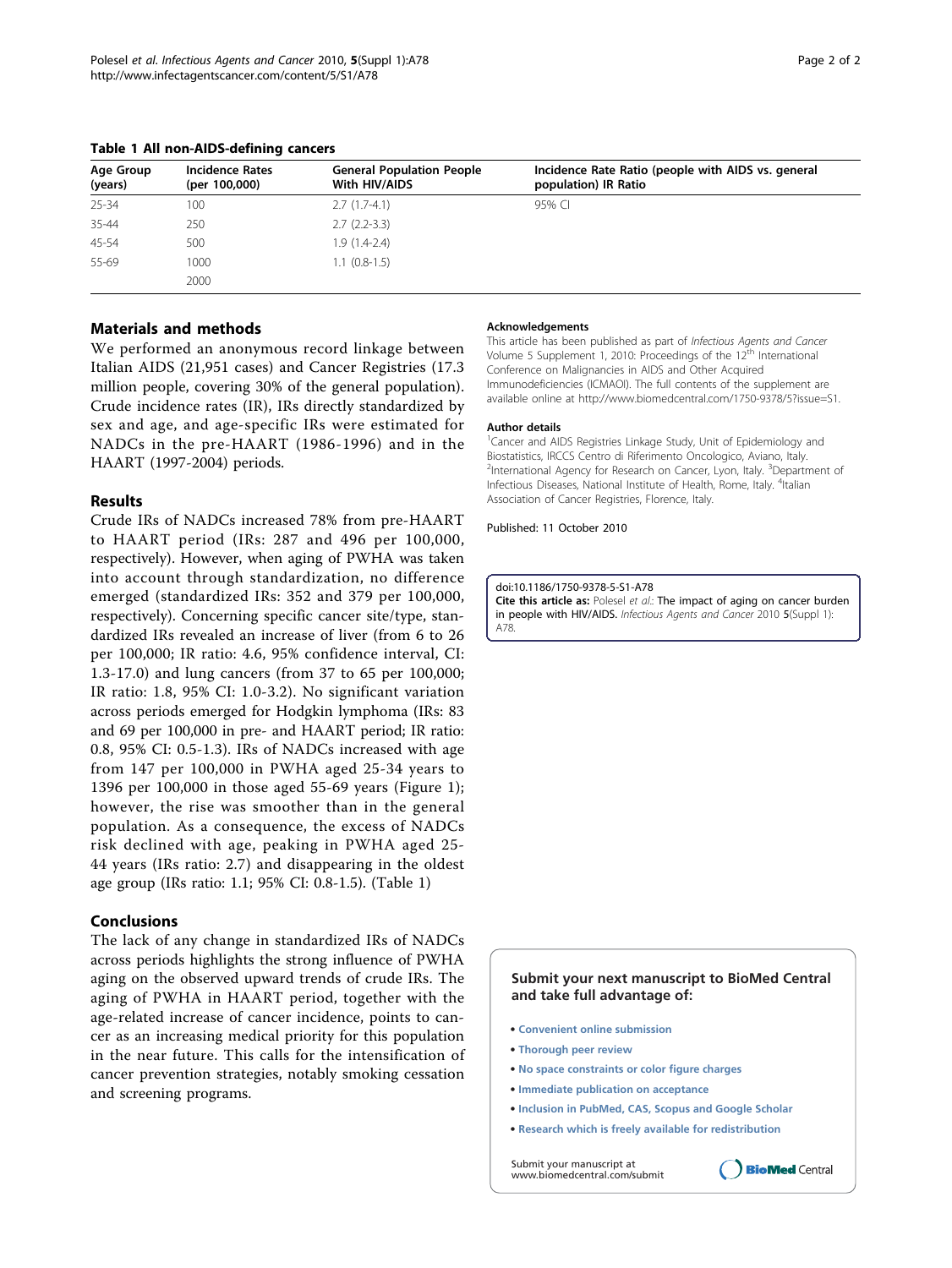**Table 1 All non-AIDS-defining cancers**

| Age Group (years) | Incidence Rates (per 100,000) | General Population People With HIV/AIDS | Incidence Rate Ratio (people with AIDS vs. general population) IR Ratio |
|---|---|---|---|
| 25-34 | 100 | 2.7 (1.7-4.1) | 95% CI |
| 35-44 | 250 | 2.7 (2.2-3.3) | |
| 45-54 | 500 | 1.9 (1.4-2.4) | |
| 55-69 | 1000 | 1.1 (0.8-1.5) | |
| | 2000 | | |

## Materials and methods

We performed an anonymous record linkage between Italian AIDS (21,951 cases) and Cancer Registries (17.3 million people, covering 30% of the general population). Crude incidence rates (IR), IRs directly standardized by sex and age, and age-specific IRs were estimated for NADCs in the pre-HAART (1986-1996) and in the HAART (1997-2004) periods.

## Results

Crude IRs of NADCs increased 78% from pre-HAART to HAART period (IRs: 287 and 496 per 100,000, respectively). However, when aging of PWHA was taken into account through standardization, no difference emerged (standardized IRs: 352 and 379 per 100,000, respectively). Concerning specific cancer site/type, standardized IRs revealed an increase of liver (from 6 to 26 per 100,000; IR ratio: 4.6, 95% confidence interval, CI: 1.3-17.0) and lung cancers (from 37 to 65 per 100,000; IR ratio: 1.8, 95% CI: 1.0-3.2). No significant variation across periods emerged for Hodgkin lymphoma (IRs: 83 and 69 per 100,000 in pre- and HAART period; IR ratio: 0.8, 95% CI: 0.5-1.3). IRs of NADCs increased with age from 147 per 100,000 in PWHA aged 25-34 years to 1396 per 100,000 in those aged 55-69 years (Figure 1); however, the rise was smoother than in the general population. As a consequence, the excess of NADCs risk declined with age, peaking in PWHA aged 25-44 years (IRs ratio: 2.7) and disappearing in the oldest age group (IRs ratio: 1.1; 95% CI: 0.8-1.5). (Table 1)

## Conclusions

The lack of any change in standardized IRs of NADCs across periods highlights the strong influence of PWHA aging on the observed upward trends of crude IRs. The aging of PWHA in HAART period, together with the age-related increase of cancer incidence, points to cancer as an increasing medical priority for this population in the near future. This calls for the intensification of cancer prevention strategies, notably smoking cessation and screening programs.

#### Acknowledgements

This article has been published as part of *Infectious Agents and Cancer* Volume 5 Supplement 1, 2010: Proceedings of the 12th International Conference on Malignancies in AIDS and Other Acquired Immunodeficiencies (ICMAOI). The full contents of the supplement are available online at http://www.biomedcentral.com/1750-9378/5?issue=S1.

#### Author details

[1]Cancer and AIDS Registries Linkage Study, Unit of Epidemiology and Biostatistics, IRCCS Centro di Riferimento Oncologico, Aviano, Italy. [2]International Agency for Research on Cancer, Lyon, Italy. [3]Department of Infectious Diseases, National Institute of Health, Rome, Italy. [4]Italian Association of Cancer Registries, Florence, Italy.

Published: 11 October 2010

doi:10.1186/1750-9378-5-S1-A78
**Cite this article as:** Polesel *et al.*: The impact of aging on cancer burden in people with HIV/AIDS. *Infectious Agents and Cancer* 2010 **5**(Suppl 1): A78.

**Submit your next manuscript to BioMed Central and take full advantage of:**

- Convenient online submission
- Thorough peer review
- No space constraints or color figure charges
- Immediate publication on acceptance
- Inclusion in PubMed, CAS, Scopus and Google Scholar
- Research which is freely available for redistribution

Submit your manuscript at www.biomedcentral.com/submit

BioMed Central